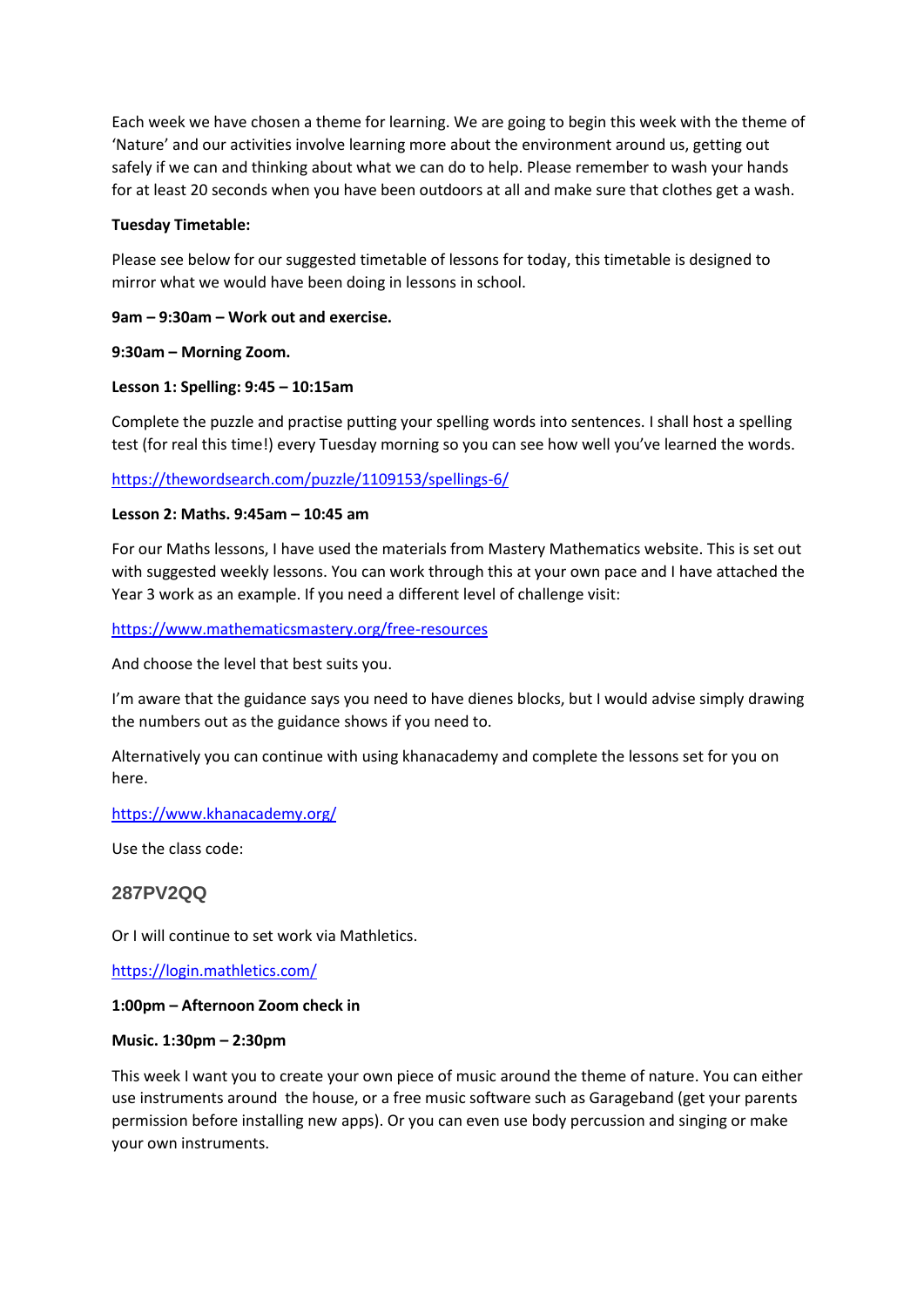Each week we have chosen a theme for learning. We are going to begin this week with the theme of 'Nature' and our activities involve learning more about the environment around us, getting out safely if we can and thinking about what we can do to help. Please remember to wash your hands for at least 20 seconds when you have been outdoors at all and make sure that clothes get a wash.

**Tuesday Timetable:**

Please see below for our suggested timetable of lessons for today, this timetable is designed to mirror what we would have been doing in lessons in school.

**9am – 9:30am – Work out and exercise.**

**9:30am – Morning Zoom.**

**Lesson 1: Spelling: 9:45 – 10:15am**

Complete the puzzle and practise putting your spelling words into sentences. I shall host a spelling test (for real this time!) every Tuesday morning so you can see how well you've learned the words.

[https://thewordsearch.com/puzzle/1109153/spellings-6/](https://thewordsearch.com/puzzle/1109153/spellings-6/)

**Lesson 2: Maths. 9:45am – 10:45 am**

For our Maths lessons, I have used the materials from Mastery Mathematics website. This is set out with suggested weekly lessons. You can work through this at your own pace and I have attached the Year 3 work as an example. If you need a different level of challenge visit:

[https://www.mathematicsmastery.org/free-resources](https://www.mathematicsmastery.org/free-resources)

And choose the level that best suits you.

I'm aware that the guidance says you need to have dienes blocks, but I would advise simply drawing the numbers out as the guidance shows if you need to.

Alternatively you can continue with using khanacademy and complete the lessons set for you on here.

[https://www.khanacademy.org/](https://www.khanacademy.org/)

Use the class code:

**287PV2QQ**

Or I will continue to set work via Mathletics.

[https://login.mathletics.com/](https://login.mathletics.com/)

**1:00pm – Afternoon Zoom check in**

**Music. 1:30pm – 2:30pm**

This week I want you to create your own piece of music around the theme of nature. You can either use instruments around the house, or a free music software such as Garageband (get your parents permission before installing new apps). Or you can even use body percussion and singing or make your own instruments.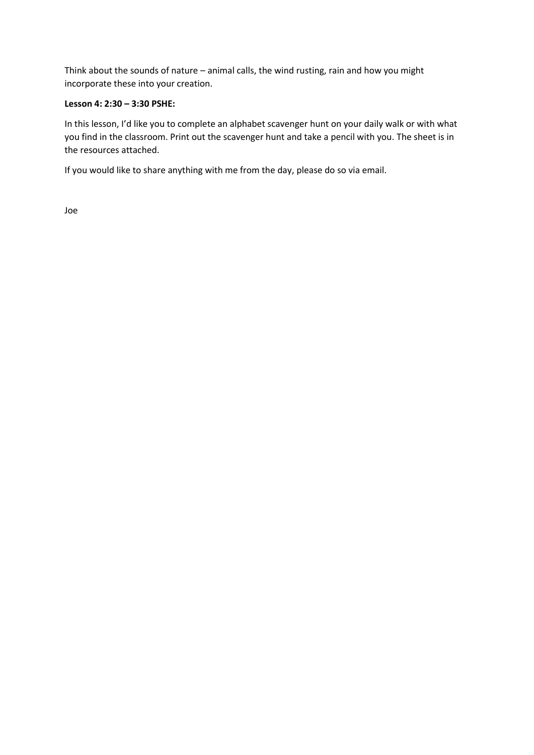Think about the sounds of nature – animal calls, the wind rusting, rain and how you might incorporate these into your creation.

**Lesson 4: 2:30 – 3:30 PSHE:**

In this lesson, I'd like you to complete an alphabet scavenger hunt on your daily walk or with what you find in the classroom. Print out the scavenger hunt and take a pencil with you. The sheet is in the resources attached.

If you would like to share anything with me from the day, please do so via email.

Joe